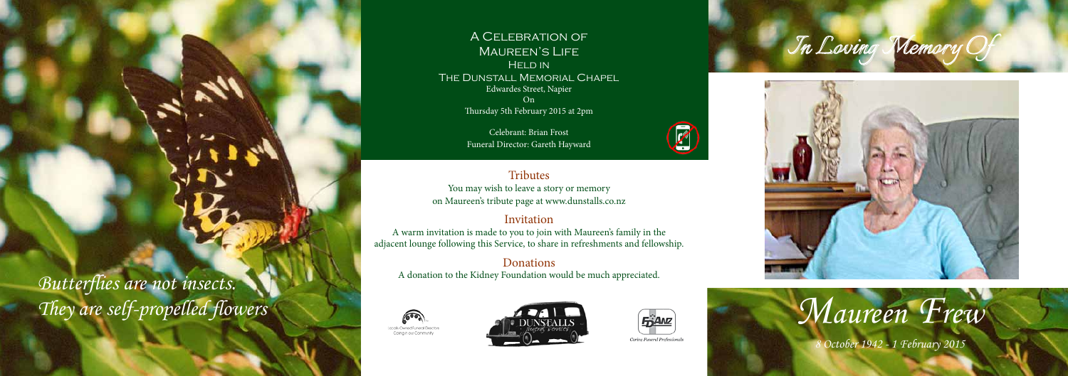*Butterflies are not insects.*
*They are self-propelled flowers*

# A Celebration of Maureen's Life

Held in
The Dunstall Memorial Chapel
Edwardes Street, Napier
On
Thursday 5th February 2015 at 2pm

Celebrant: Brian Frost
Funeral Director: Gareth Hayward

## Tributes

You may wish to leave a story or memory on Maureen's tribute page at www.dunstalls.co.nz

## Invitation

A warm invitation is made to you to join with Maureen's family in the adjacent lounge following this Service, to share in refreshments and fellowship.

## Donations

A donation to the Kidney Foundation would be much appreciated.

Locally Owned Funeral Directors Caring in our Community

DUNSTALLS Funeral Services

FDANZ Caring Funeral Professionals

*In Loving Memory Of*

# *Maureen Frew*

*8 October 1942 - 1 February 2015*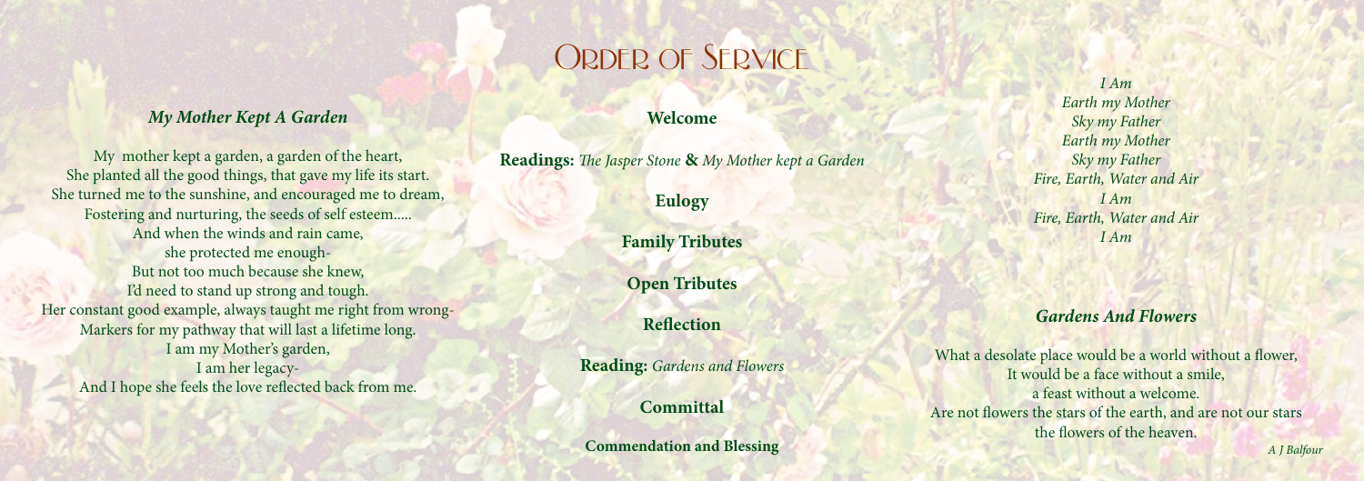### *My Mother Kept A Garden*

My mother kept a garden, a garden of the heart,
She planted all the good things, that gave my life its start.
She turned me to the sunshine, and encouraged me to dream,
Fostering and nurturing, the seeds of self esteem.....
And when the winds and rain came,
she protected me enough-
But not too much because she knew,
I'd need to stand up strong and tough.
Her constant good example, always taught me right from wrong-
Markers for my pathway that will last a lifetime long.
I am my Mother's garden,
I am her legacy-
And I hope she feels the love reflected back from me.

# Order of Service

**Welcome**

**Readings:** *The Jasper Stone* **&** *My Mother kept a Garden*

**Eulogy**

**Family Tributes**

**Open Tributes**

**Reflection**

**Reading:** *Gardens and Flowers*

**Committal**

**Commendation and Blessing**

*I Am*
*Earth my Mother*
*Sky my Father*
*Earth my Mother*
*Sky my Father*
*Fire, Earth, Water and Air*
*I Am*
*Fire, Earth, Water and Air*
*I Am*

### *Gardens And Flowers*

What a desolate place would be a world without a flower,
It would be a face without a smile,
a feast without a welcome.
Are not flowers the stars of the earth, and are not our stars
the flowers of the heaven.

*A J Balfour*